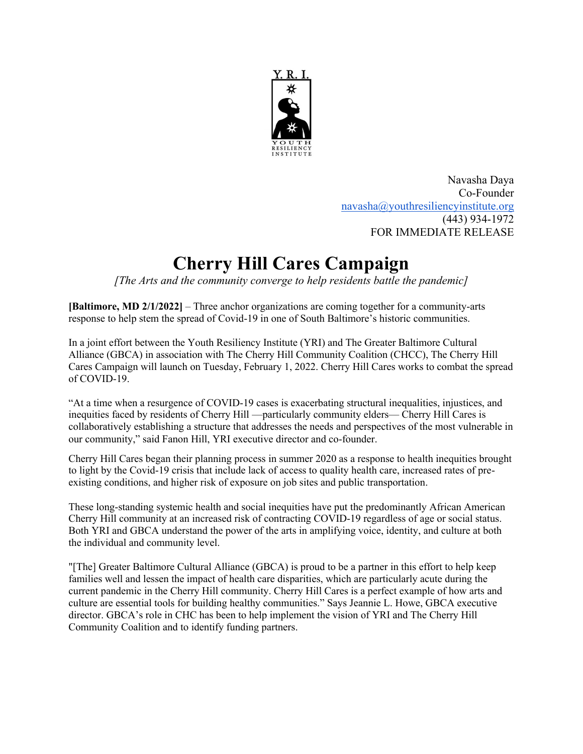Y. R. I.
YOUTH RESILIENCY INSTITUTE

Navasha Daya
Co-Founder
navasha@youthresiliencyinstitute.org
(443) 934-1972
FOR IMMEDIATE RELEASE

# Cherry Hill Cares Campaign

*[The Arts and the community converge to help residents battle the pandemic]*

**[Baltimore, MD 2/1/2022]** – Three anchor organizations are coming together for a community-arts response to help stem the spread of Covid-19 in one of South Baltimore's historic communities.

In a joint effort between the Youth Resiliency Institute (YRI) and The Greater Baltimore Cultural Alliance (GBCA) in association with The Cherry Hill Community Coalition (CHCC), The Cherry Hill Cares Campaign will launch on Tuesday, February 1, 2022. Cherry Hill Cares works to combat the spread of COVID-19.

"At a time when a resurgence of COVID-19 cases is exacerbating structural inequalities, injustices, and inequities faced by residents of Cherry Hill —particularly community elders— Cherry Hill Cares is collaboratively establishing a structure that addresses the needs and perspectives of the most vulnerable in our community," said Fanon Hill, YRI executive director and co-founder.

Cherry Hill Cares began their planning process in summer 2020 as a response to health inequities brought to light by the Covid-19 crisis that include lack of access to quality health care, increased rates of pre-existing conditions, and higher risk of exposure on job sites and public transportation.

These long-standing systemic health and social inequities have put the predominantly African American Cherry Hill community at an increased risk of contracting COVID-19 regardless of age or social status. Both YRI and GBCA understand the power of the arts in amplifying voice, identity, and culture at both the individual and community level.

"[The] Greater Baltimore Cultural Alliance (GBCA) is proud to be a partner in this effort to help keep families well and lessen the impact of health care disparities, which are particularly acute during the current pandemic in the Cherry Hill community. Cherry Hill Cares is a perfect example of how arts and culture are essential tools for building healthy communities." Says Jeannie L. Howe, GBCA executive director. GBCA's role in CHC has been to help implement the vision of YRI and The Cherry Hill Community Coalition and to identify funding partners.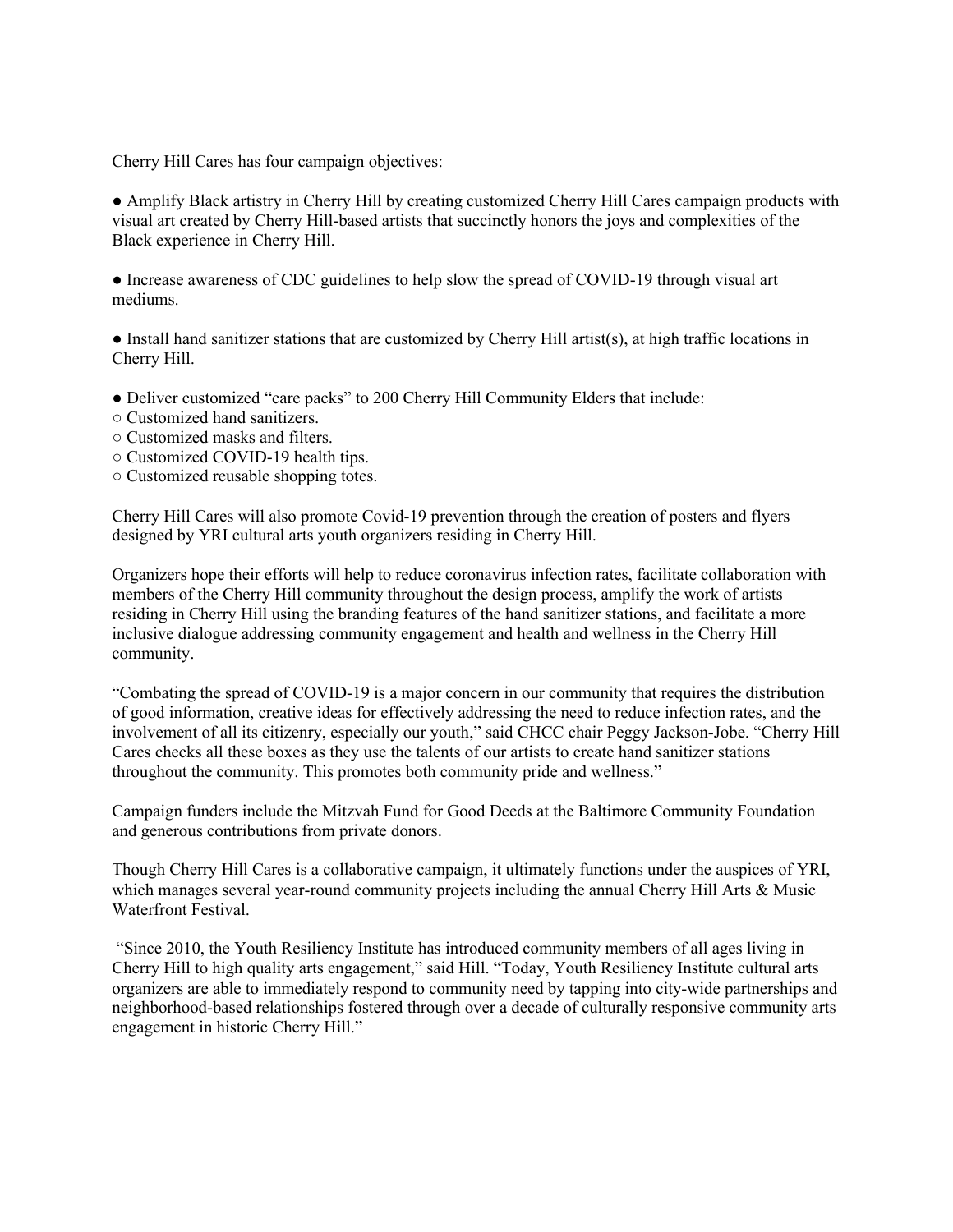Cherry Hill Cares has four campaign objectives:

- Amplify Black artistry in Cherry Hill by creating customized Cherry Hill Cares campaign products with visual art created by Cherry Hill-based artists that succinctly honors the joys and complexities of the Black experience in Cherry Hill.

- Increase awareness of CDC guidelines to help slow the spread of COVID-19 through visual art mediums.

- Install hand sanitizer stations that are customized by Cherry Hill artist(s), at high traffic locations in Cherry Hill.

- Deliver customized "care packs" to 200 Cherry Hill Community Elders that include:
  - Customized hand sanitizers.
  - Customized masks and filters.
  - Customized COVID-19 health tips.
  - Customized reusable shopping totes.

Cherry Hill Cares will also promote Covid-19 prevention through the creation of posters and flyers designed by YRI cultural arts youth organizers residing in Cherry Hill.

Organizers hope their efforts will help to reduce coronavirus infection rates, facilitate collaboration with members of the Cherry Hill community throughout the design process, amplify the work of artists residing in Cherry Hill using the branding features of the hand sanitizer stations, and facilitate a more inclusive dialogue addressing community engagement and health and wellness in the Cherry Hill community.

"Combating the spread of COVID-19 is a major concern in our community that requires the distribution of good information, creative ideas for effectively addressing the need to reduce infection rates, and the involvement of all its citizenry, especially our youth," said CHCC chair Peggy Jackson-Jobe. "Cherry Hill Cares checks all these boxes as they use the talents of our artists to create hand sanitizer stations throughout the community. This promotes both community pride and wellness."

Campaign funders include the Mitzvah Fund for Good Deeds at the Baltimore Community Foundation and generous contributions from private donors.

Though Cherry Hill Cares is a collaborative campaign, it ultimately functions under the auspices of YRI, which manages several year-round community projects including the annual Cherry Hill Arts & Music Waterfront Festival.

"Since 2010, the Youth Resiliency Institute has introduced community members of all ages living in Cherry Hill to high quality arts engagement," said Hill. "Today, Youth Resiliency Institute cultural arts organizers are able to immediately respond to community need by tapping into city-wide partnerships and neighborhood-based relationships fostered through over a decade of culturally responsive community arts engagement in historic Cherry Hill."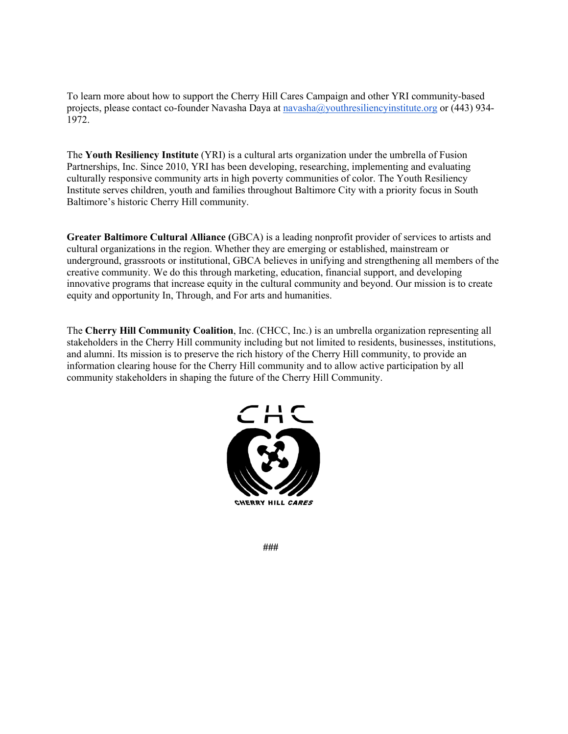To learn more about how to support the Cherry Hill Cares Campaign and other YRI community-based projects, please contact co-founder Navasha Daya at navasha@youthresiliencyinstitute.org or (443) 934-1972.

The **Youth Resiliency Institute** (YRI) is a cultural arts organization under the umbrella of Fusion Partnerships, Inc. Since 2010, YRI has been developing, researching, implementing and evaluating culturally responsive community arts in high poverty communities of color. The Youth Resiliency Institute serves children, youth and families throughout Baltimore City with a priority focus in South Baltimore's historic Cherry Hill community.

**Greater Baltimore Cultural Alliance (**GBCA) is a leading nonprofit provider of services to artists and cultural organizations in the region. Whether they are emerging or established, mainstream or underground, grassroots or institutional, GBCA believes in unifying and strengthening all members of the creative community. We do this through marketing, education, financial support, and developing innovative programs that increase equity in the cultural community and beyond. Our mission is to create equity and opportunity In, Through, and For arts and humanities.

The **Cherry Hill Community Coalition**, Inc. (CHCC, Inc.) is an umbrella organization representing all stakeholders in the Cherry Hill community including but not limited to residents, businesses, institutions, and alumni. Its mission is to preserve the rich history of the Cherry Hill community, to provide an information clearing house for the Cherry Hill community and to allow active participation by all community stakeholders in shaping the future of the Cherry Hill Community.

CHC

CHERRY HILL *CARES*

###